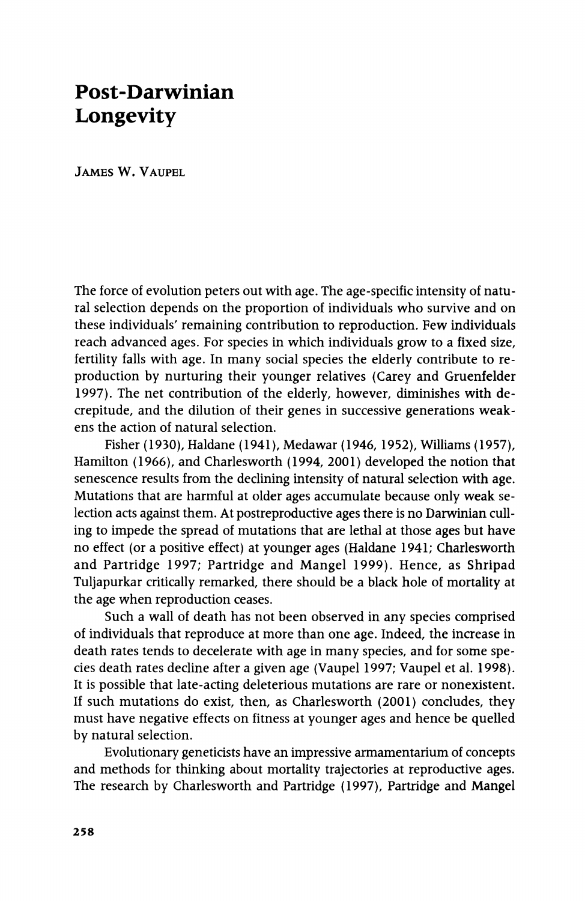# Post-Darwinian Longevity

James W. Vaupel

The force of evolution peters out with age. The age-specific intensity of natural selection depends on the proportion of individuals who survive and on these individuals' remaining contribution to reproduction. Few individuals reach advanced ages. For species in which individuals grow to a fixed size, fertility falls with age. In many social species the elderly contribute to reproduction by nurturing their younger relatives (Carey and Gruenfelder 1997). The net contribution of the elderly, however, diminishes with decrepitude, and the dilution of their genes in successive generations weakens the action of natural selection.

Fisher (1930), Haldane (1941), Medawar (1946, 1952), Williams (1957), Hamilton (1966), and Charlesworth (1994, 2001) developed the notion that senescence results from the declining intensity of natural selection with age. Mutations that are harmful at older ages accumulate because only weak selection acts against them. At postreproductive ages there is no Darwinian culling to impede the spread of mutations that are lethal at those ages but have no effect (or a positive effect) at younger ages (Haldane 1941; Charlesworth and Partridge 1997; Partridge and Mangel 1999). Hence, as Shripad Tuljapurkar critically remarked, there should be a black hole of mortality at the age when reproduction ceases.

Such a wall of death has not been observed in any species comprised of individuals that reproduce at more than one age. Indeed, the increase in death rates tends to decelerate with age in many species, and for some species death rates decline after a given age (Vaupel 1997; Vaupel et al. 1998). It is possible that late-acting deleterious mutations are rare or nonexistent. If such mutations do exist, then, as Charlesworth (2001) concludes, they must have negative effects on fitness at younger ages and hence be quelled by natural selection.

Evolutionary geneticists have an impressive armamentarium of concepts and methods for thinking about mortality trajectories at reproductive ages. The research by Charlesworth and Partridge (1997), Partridge and Mangel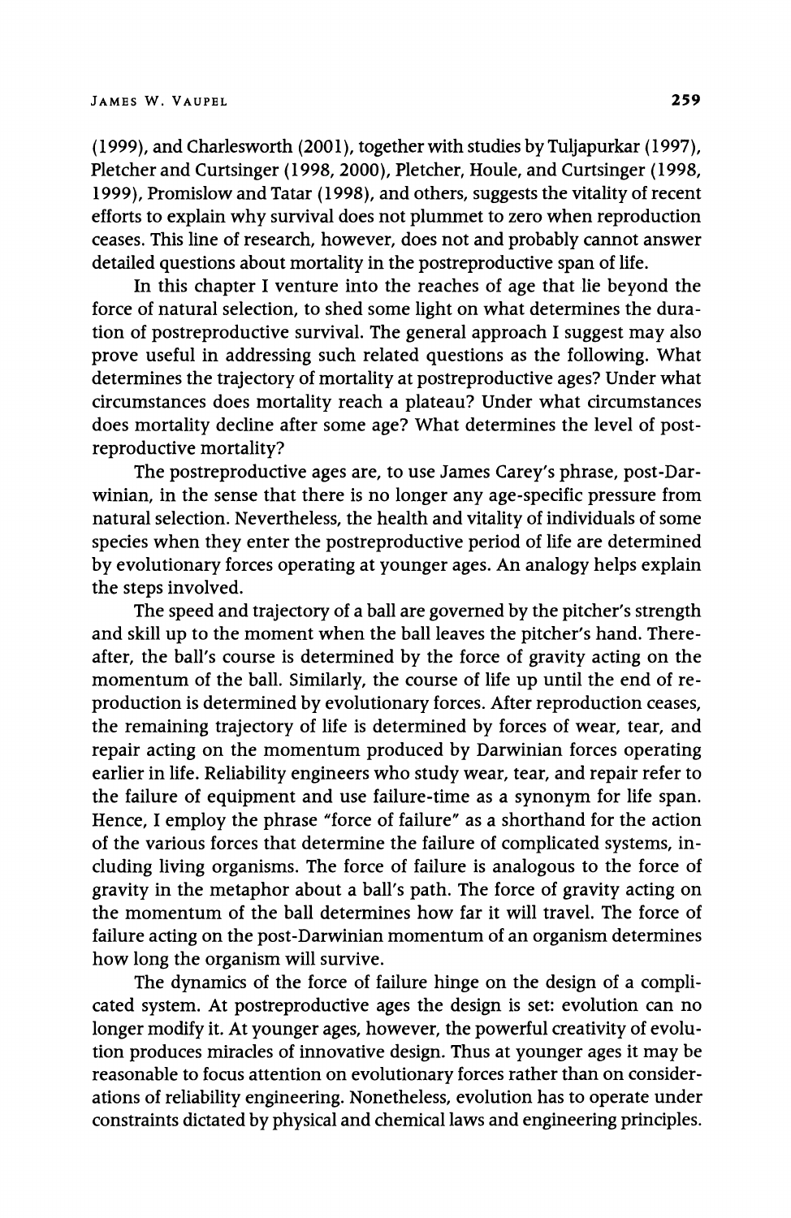(1999), and Charlesworth (2001), together with studies by Tuljapurkar (1997), Pletcher and Curtsinger (1998, 2000), Pletcher, Houle, and Curtsinger (1998, 1999), Promislow and Tatar (1998), and others, suggests the vitality of recent efforts to explain why survival does not plummet to zero when reproduction ceases. This line of research, however, does not and probably cannot answer detailed questions about mortality in the postreproductive span of life.

In this chapter I venture into the reaches of age that lie beyond the force of natural selection, to shed some light on what determines the duration of postreproductive survival. The general approach I suggest may also prove useful in addressing such related questions as the following. What determines the trajectory of mortality at postreproductive ages? Under what circumstances does mortality reach a plateau? Under what circumstances does mortality decline after some age? What determines the level of postreproductive mortality?

The postreproductive ages are, to use James Carey's phrase, post-Darwinian, in the sense that there is no longer any age-specific pressure from natural selection. Nevertheless, the health and vitality of individuals of some species when they enter the postreproductive period of life are determined by evolutionary forces operating at younger ages. An analogy helps explain the steps involved.

The speed and trajectory of a ball are governed by the pitcher's strength and skill up to the moment when the ball leaves the pitcher's hand. Thereafter, the ball's course is determined by the force of gravity acting on the momentum of the ball. Similarly, the course of life up until the end of reproduction is determined by evolutionary forces. After reproduction ceases, the remaining trajectory of life is determined by forces of wear, tear, and repair acting on the momentum produced by Darwinian forces operating earlier in life. Reliability engineers who study wear, tear, and repair refer to the failure of equipment and use failure-time as a synonym for life span. Hence, I employ the phrase "force of failure" as a shorthand for the action of the various forces that determine the failure of complicated systems, including living organisms. The force of failure is analogous to the force of gravity in the metaphor about a ball's path. The force of gravity acting on the momentum of the ball determines how far it will travel. The force of failure acting on the post-Darwinian momentum of an organism determines how long the organism will survive.

The dynamics of the force of failure hinge on the design of a complicated system. At postreproductive ages the design is set: evolution can no longer modify it. At younger ages, however, the powerful creativity of evolution produces miracles of innovative design. Thus at younger ages it may be reasonable to focus attention on evolutionary forces rather than on considerations of reliability engineering. Nonetheless, evolution has to operate under constraints dictated by physical and chemical laws and engineering principles.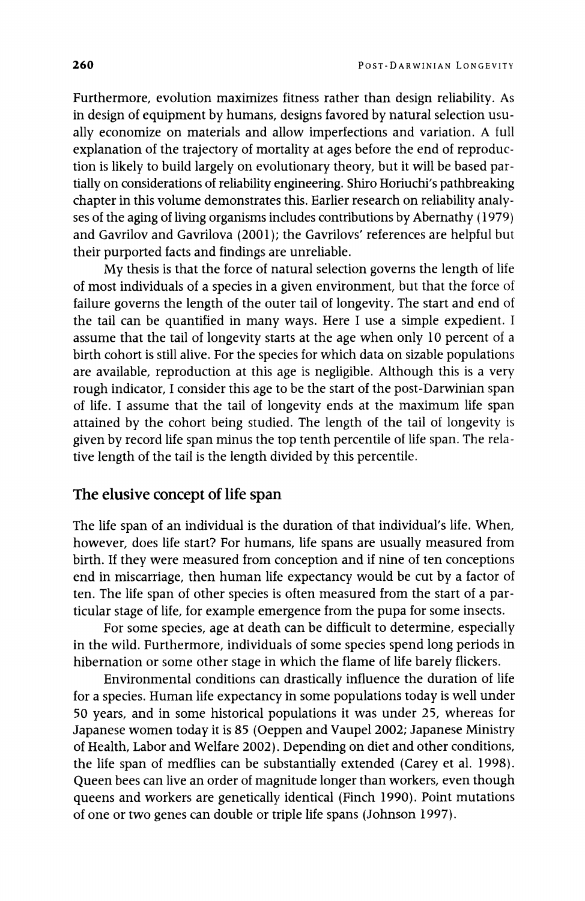Furthermore, evolution maximizes fitness rather than design reliability. As in design of equipment by humans, designs favored by natural selection usually economize on materials and allow imperfections and variation. A full explanation of the trajectory of mortality at ages before the end of reproduction is likely to build largely on evolutionary theory, but it will be based partially on considerations of reliability engineering. Shiro Horiuchi's pathbreaking chapter in this volume demonstrates this. Earlier research on reliability analyses of the aging of living organisms includes contributions by Abernathy (1979) and Gavrilov and Gavrilova (2001); the Gavrilovs' references are helpful but their purported facts and findings are unreliable.

My thesis is that the force of natural selection governs the length of life of most individuals of a species in a given environment, but that the force of failure governs the length of the outer tail of longevity. The start and end of the tail can be quantified in many ways. Here I use a simple expedient. I assume that the tail of longevity starts at the age when only 10 percent of a birth cohort is still alive. For the species for which data on sizable populations are available, reproduction at this age is negligible. Although this is a very rough indicator, I consider this age to be the start of the post-Darwinian span of life. I assume that the tail of longevity ends at the maximum life span attained by the cohort being studied. The length of the tail of longevity is given by record life span minus the top tenth percentile of life span. The relative length of the tail is the length divided by this percentile.

## The elusive concept of life span

The life span of an individual is the duration of that individual's life. When, however, does life start? For humans, life spans are usually measured from birth. If they were measured from conception and if nine of ten conceptions end in miscarriage, then human life expectancy would be cut by a factor of ten. The life span of other species is often measured from the start of a particular stage of life, for example emergence from the pupa for some insects.

For some species, age at death can be difficult to determine, especially in the wild. Furthermore, individuals of some species spend long periods in hibernation or some other stage in which the flame of life barely flickers.

Environmental conditions can drastically influence the duration of life for a species. Human life expectancy in some populations today is well under 50 years, and in some historical populations it was under 25, whereas for Japanese women today it is 85 (Oeppen and Vaupel 2002; Japanese Ministry of Health, Labor and Welfare 2002). Depending on diet and other conditions, the life span of medflies can be substantially extended (Carey et al. 1998). Queen bees can live an order of magnitude longer than workers, even though queens and workers are genetically identical (Finch 1990). Point mutations of one or two genes can double or triple life spans (Johnson 1997).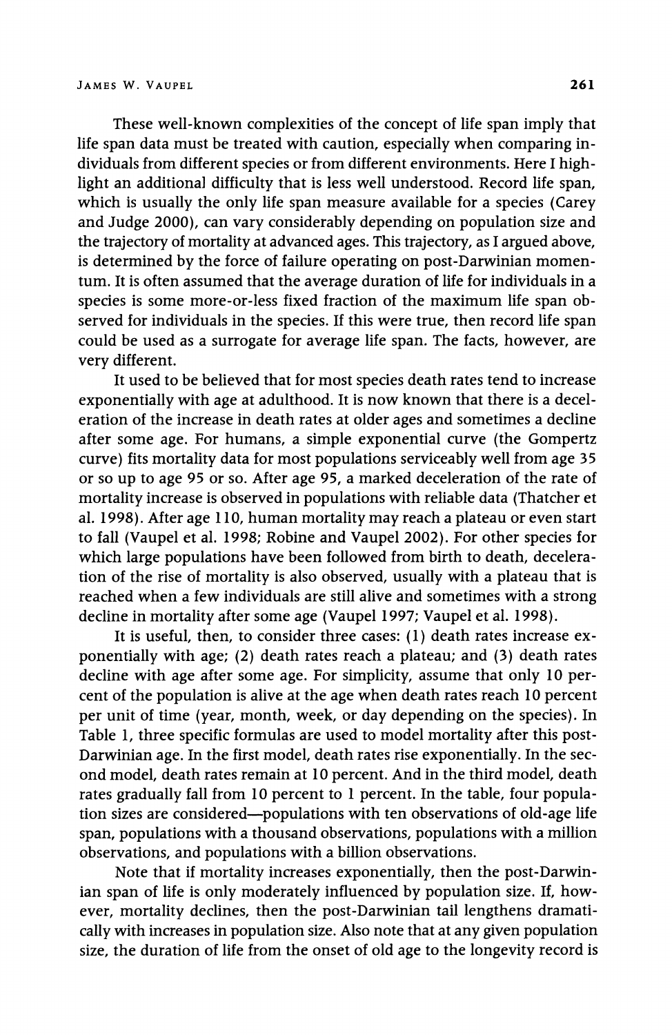These well-known complexities of the concept of life span imply that life span data must be treated with caution, especially when comparing individuals from different species or from different environments. Here I highlight an additional difficulty that is less well understood. Record life span, which is usually the only life span measure available for a species (Carey and Judge 2000), can vary considerably depending on population size and the trajectory of mortality at advanced ages. This trajectory, as I argued above, is determined by the force of failure operating on post-Darwinian momentum. It is often assumed that the average duration of life for individuals in a species is some more-or-less fixed fraction of the maximum life span observed for individuals in the species. If this were true, then record life span could be used as a surrogate for average life span. The facts, however, are very different.

It used to be believed that for most species death rates tend to increase exponentially with age at adulthood. It is now known that there is a deceleration of the increase in death rates at older ages and sometimes a decline after some age. For humans, a simple exponential curve (the Gompertz curve) fits mortality data for most populations serviceably well from age 35 or so up to age 95 or so. After age 95, a marked deceleration of the rate of mortality increase is observed in populations with reliable data (Thatcher et al. 1998). After age 110, human mortality may reach a plateau or even start to fall (Vaupel et al. 1998; Robine and Vaupel 2002). For other species for which large populations have been followed from birth to death, deceleration of the rise of mortality is also observed, usually with a plateau that is reached when a few individuals are still alive and sometimes with a strong decline in mortality after some age (Vaupel 1997; Vaupel et al. 1998).

It is useful, then, to consider three cases: (1) death rates increase exponentially with age; (2) death rates reach a plateau; and (3) death rates decline with age after some age. For simplicity, assume that only 10 percent of the population is alive at the age when death rates reach 10 percent per unit of time (year, month, week, or day depending on the species). In Table 1, three specific formulas are used to model mortality after this post-Darwinian age. In the first model, death rates rise exponentially. In the second model, death rates remain at 10 percent. And in the third model, death rates gradually fall from 10 percent to 1 percent. In the table, four population sizes are considered—populations with ten observations of old-age life span, populations with a thousand observations, populations with a million observations, and populations with a billion observations.

Note that if mortality increases exponentially, then the post-Darwinian span of life is only moderately influenced by population size. If, however, mortality declines, then the post-Darwinian tail lengthens dramatically with increases in population size. Also note that at any given population size, the duration of life from the onset of old age to the longevity record is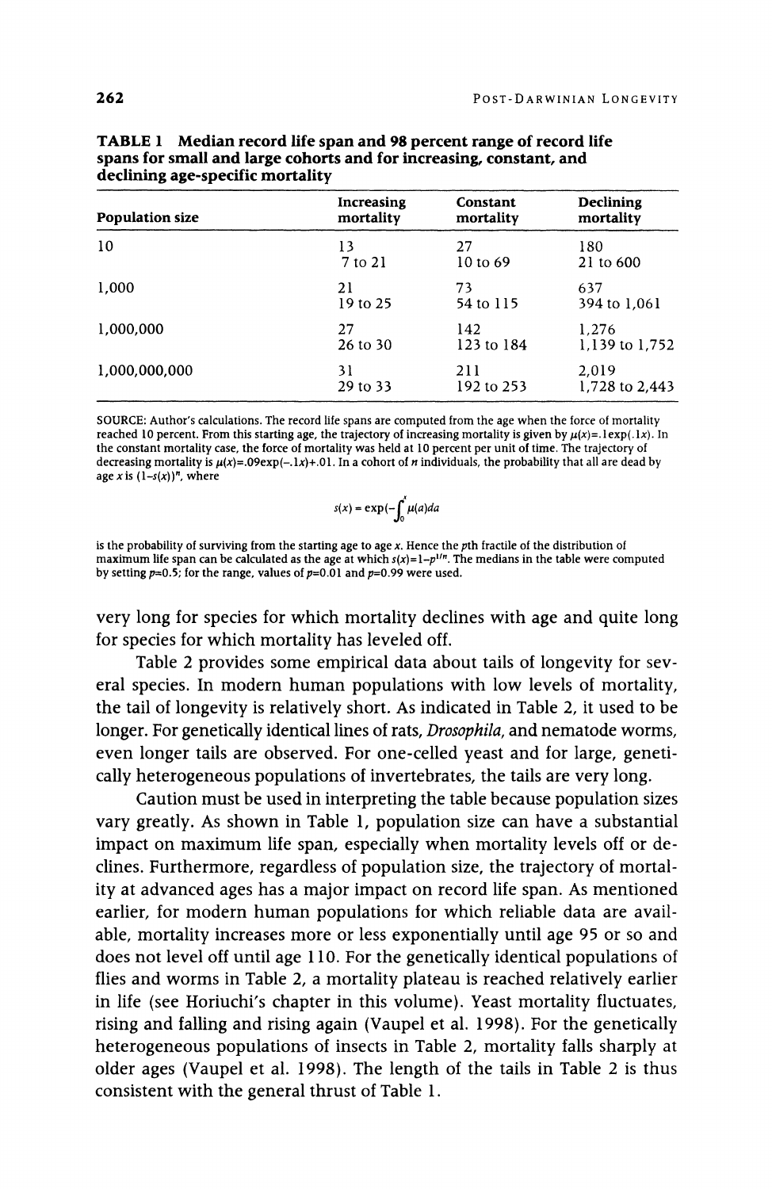**TABLE 1 Median record life span and 98 percent range of record life spans for small and large cohorts and for increasing, constant, and declining age-specific mortality**

| Population size | Increasing mortality | Constant mortality | Declining mortality |
|---|---|---|---|
| 10 | 13<br>7 to 21 | 27<br>10 to 69 | 180<br>21 to 600 |
| 1,000 | 21<br>19 to 25 | 73<br>54 to 115 | 637<br>394 to 1,061 |
| 1,000,000 | 27<br>26 to 30 | 142<br>123 to 184 | 1,276<br>1,139 to 1,752 |
| 1,000,000,000 | 31<br>29 to 33 | 211<br>192 to 253 | 2,019<br>1,728 to 2,443 |

SOURCE: Author's calculations. The record life spans are computed from the age when the force of mortality reached 10 percent. From this starting age, the trajectory of increasing mortality is given by $\mu(x)=.1\exp(.1x)$. In the constant mortality case, the force of mortality was held at 10 percent per unit of time. The trajectory of decreasing mortality is $\mu(x)=.09\exp(-.1x)+.01$. In a cohort of $n$ individuals, the probability that all are dead by age $x$ is $(1-s(x))^n$, where

$$s(x) = \exp\left(-\int_0^x \mu(a)da\right)$$

is the probability of surviving from the starting age to age $x$. Hence the $p$th fractile of the distribution of maximum life span can be calculated as the age at which $s(x)=1-p^{1/n}$. The medians in the table were computed by setting $p=0.5$; for the range, values of $p=0.01$ and $p=0.99$ were used.

very long for species for which mortality declines with age and quite long for species for which mortality has leveled off.

Table 2 provides some empirical data about tails of longevity for several species. In modern human populations with low levels of mortality, the tail of longevity is relatively short. As indicated in Table 2, it used to be longer. For genetically identical lines of rats, *Drosophila*, and nematode worms, even longer tails are observed. For one-celled yeast and for large, genetically heterogeneous populations of invertebrates, the tails are very long.

Caution must be used in interpreting the table because population sizes vary greatly. As shown in Table 1, population size can have a substantial impact on maximum life span, especially when mortality levels off or declines. Furthermore, regardless of population size, the trajectory of mortality at advanced ages has a major impact on record life span. As mentioned earlier, for modern human populations for which reliable data are available, mortality increases more or less exponentially until age 95 or so and does not level off until age 110. For the genetically identical populations of flies and worms in Table 2, a mortality plateau is reached relatively earlier in life (see Horiuchi's chapter in this volume). Yeast mortality fluctuates, rising and falling and rising again (Vaupel et al. 1998). For the genetically heterogeneous populations of insects in Table 2, mortality falls sharply at older ages (Vaupel et al. 1998). The length of the tails in Table 2 is thus consistent with the general thrust of Table 1.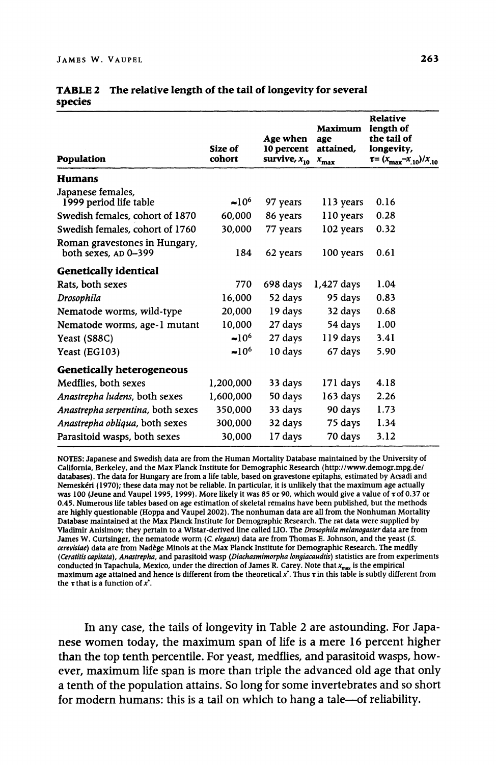**TABLE 2 The relative length of the tail of longevity for several species**

| Population | Size of cohort | Age when 10 percent survive, $x_{10}$ | Maximum age attained, $x_{max}$ | Relative length of the tail of longevity, $\tau = (x_{max} - x_{.10})/x_{.10}$ |
|---|---|---|---|---|
| **Humans** | | | | |
| Japanese females, 1999 period life table | ~$10^6$ | 97 years | 113 years | 0.16 |
| Swedish females, cohort of 1870 | 60,000 | 86 years | 110 years | 0.28 |
| Swedish females, cohort of 1760 | 30,000 | 77 years | 102 years | 0.32 |
| Roman gravestones in Hungary, both sexes, AD 0–399 | 184 | 62 years | 100 years | 0.61 |
| **Genetically identical** | | | | |
| Rats, both sexes | 770 | 698 days | 1,427 days | 1.04 |
| *Drosophila* | 16,000 | 52 days | 95 days | 0.83 |
| Nematode worms, wild-type | 20,000 | 19 days | 32 days | 0.68 |
| Nematode worms, age-1 mutant | 10,000 | 27 days | 54 days | 1.00 |
| Yeast (S88C) | ~$10^6$ | 27 days | 119 days | 3.41 |
| Yeast (EG103) | ~$10^6$ | 10 days | 67 days | 5.90 |
| **Genetically heterogeneous** | | | | |
| Medflies, both sexes | 1,200,000 | 33 days | 171 days | 4.18 |
| *Anastrepha ludens*, both sexes | 1,600,000 | 50 days | 163 days | 2.26 |
| *Anastrepha serpentina*, both sexes | 350,000 | 33 days | 90 days | 1.73 |
| *Anastrepha obliqua*, both sexes | 300,000 | 32 days | 75 days | 1.34 |
| Parasitoid wasps, both sexes | 30,000 | 17 days | 70 days | 3.12 |

NOTES: Japanese and Swedish data are from the Human Mortality Database maintained by the University of California, Berkeley, and the Max Planck Institute for Demographic Research (http://www.demogr.mpg.de/databases). The data for Hungary are from a life table, based on gravestone epitaphs, estimated by Acsadi and Nemeskéri (1970); these data may not be reliable. In particular, it is unlikely that the maximum age actually was 100 (Jeune and Vaupel 1995, 1999). More likely it was 85 or 90, which would give a value of $\tau$ of 0.37 or 0.45. Numerous life tables based on age estimation of skeletal remains have been published, but the methods are highly questionable (Hoppa and Vaupel 2002). The nonhuman data are all from the Nonhuman Mortality Database maintained at the Max Planck Institute for Demographic Research. The rat data were supplied by Vladimir Anisimov; they pertain to a Wistar-derived line called LIO. The *Drosophila melanogaster* data are from James W. Curtsinger, the nematode worm (*C. elegans*) data are from Thomas E. Johnson, and the yeast (*S. cerevisiae*) data are from Nadège Minois at the Max Planck Institute for Demographic Research. The medfly (*Ceratitis capitata*), *Anastrepha*, and parasitoid wasp (*Diachasmimorpha longiacaudtis*) statistics are from experiments conducted in Tapachula, Mexico, under the direction of James R. Carey. Note that $x_{max}$ is the empirical maximum age attained and hence is different from the theoretical $x^*$. Thus $\tau$ in this table is subtly different from the $\tau$ that is a function of $x^*$.

In any case, the tails of longevity in Table 2 are astounding. For Japanese women today, the maximum span of life is a mere 16 percent higher than the top tenth percentile. For yeast, medflies, and parasitoid wasps, however, maximum life span is more than triple the advanced old age that only a tenth of the population attains. So long for some invertebrates and so short for modern humans: this is a tail on which to hang a tale—of reliability.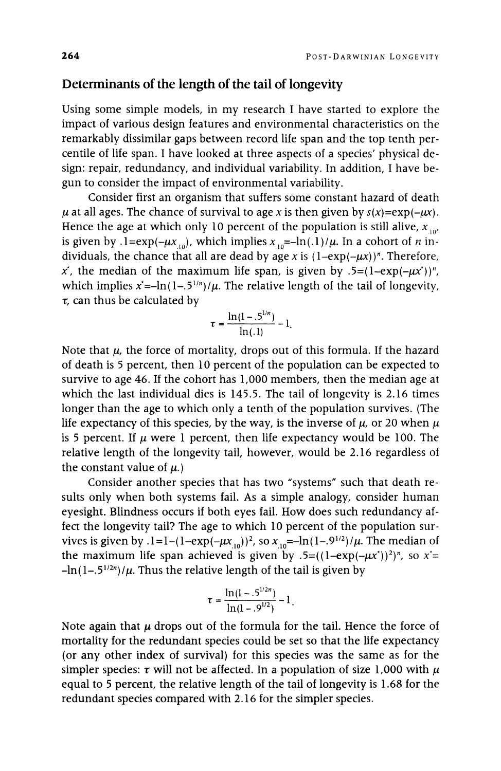## Determinants of the length of the tail of longevity

Using some simple models, in my research I have started to explore the impact of various design features and environmental characteristics on the remarkably dissimilar gaps between record life span and the top tenth percentile of life span. I have looked at three aspects of a species' physical design: repair, redundancy, and individual variability. In addition, I have begun to consider the impact of environmental variability.

Consider first an organism that suffers some constant hazard of death $\mu$ at all ages. The chance of survival to age $x$ is then given by $s(x)=\exp(-\mu x)$. Hence the age at which only 10 percent of the population is still alive, $x_{.10}$, is given by $.1=\exp(-\mu x_{.10})$, which implies $x_{.10}=-\ln(.1)/\mu$. In a cohort of $n$ individuals, the chance that all are dead by age $x$ is $(1-\exp(-\mu x))^n$. Therefore, $x^*$, the median of the maximum life span, is given by $.5=(1-\exp(-\mu x^*))^n$, which implies $x^*=-\ln(1-.5^{1/n})/\mu$. The relative length of the tail of longevity, $\tau$, can thus be calculated by

$$\tau = \frac{\ln(1-.5^{1/n})}{\ln(.1)} - 1.$$

Note that $\mu$, the force of mortality, drops out of this formula. If the hazard of death is 5 percent, then 10 percent of the population can be expected to survive to age 46. If the cohort has 1,000 members, then the median age at which the last individual dies is 145.5. The tail of longevity is 2.16 times longer than the age to which only a tenth of the population survives. (The life expectancy of this species, by the way, is the inverse of $\mu$, or 20 when $\mu$ is 5 percent. If $\mu$ were 1 percent, then life expectancy would be 100. The relative length of the longevity tail, however, would be 2.16 regardless of the constant value of $\mu$.)

Consider another species that has two "systems" such that death results only when both systems fail. As a simple analogy, consider human eyesight. Blindness occurs if both eyes fail. How does such redundancy affect the longevity tail? The age to which 10 percent of the population survives is given by $.1=1-(1-\exp(-\mu x_{.10}))^2$, so $x_{.10}=-\ln(1-.9^{1/2})/\mu$. The median of the maximum life span achieved is given by $.5=((1-\exp(-\mu x^*))^2)^n$, so $x^*=-\ln(1-.5^{1/2n})/\mu$. Thus the relative length of the tail is given by

$$\tau = \frac{\ln(1-.5^{1/2n})}{\ln(1-.9^{1/2})} - 1.$$

Note again that $\mu$ drops out of the formula for the tail. Hence the force of mortality for the redundant species could be set so that the life expectancy (or any other index of survival) for this species was the same as for the simpler species: $\tau$ will not be affected. In a population of size 1,000 with $\mu$ equal to 5 percent, the relative length of the tail of longevity is 1.68 for the redundant species compared with 2.16 for the simpler species.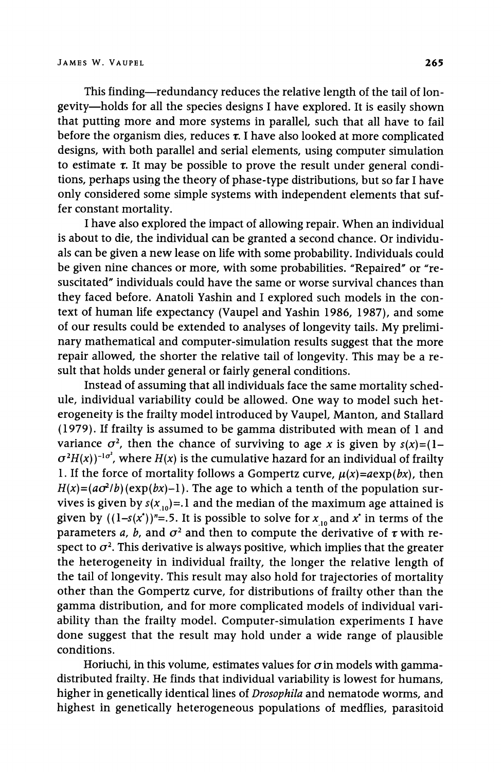This finding—redundancy reduces the relative length of the tail of longevity—holds for all the species designs I have explored. It is easily shown that putting more and more systems in parallel, such that all have to fail before the organism dies, reduces $\tau$. I have also looked at more complicated designs, with both parallel and serial elements, using computer simulation to estimate $\tau$. It may be possible to prove the result under general conditions, perhaps using the theory of phase-type distributions, but so far I have only considered some simple systems with independent elements that suffer constant mortality.

I have also explored the impact of allowing repair. When an individual is about to die, the individual can be granted a second chance. Or individuals can be given a new lease on life with some probability. Individuals could be given nine chances or more, with some probabilities. "Repaired" or "resuscitated" individuals could have the same or worse survival chances than they faced before. Anatoli Yashin and I explored such models in the context of human life expectancy (Vaupel and Yashin 1986, 1987), and some of our results could be extended to analyses of longevity tails. My preliminary mathematical and computer-simulation results suggest that the more repair allowed, the shorter the relative tail of longevity. This may be a result that holds under general or fairly general conditions.

Instead of assuming that all individuals face the same mortality schedule, individual variability could be allowed. One way to model such heterogeneity is the frailty model introduced by Vaupel, Manton, and Stallard (1979). If frailty is assumed to be gamma distributed with mean of 1 and variance $\sigma^2$, then the chance of surviving to age $x$ is given by $s(x)=(1-\sigma^2H(x))^{-1/\sigma^2}$, where $H(x)$ is the cumulative hazard for an individual of frailty 1. If the force of mortality follows a Gompertz curve, $\mu(x)=a\exp(bx)$, then $H(x)=(a\sigma^2/b)(\exp(bx)-1)$. The age to which a tenth of the population survives is given by $s(x_{.10})=.1$ and the median of the maximum age attained is given by $((1-s(x^*))^n=.5$. It is possible to solve for $x_{.10}$ and $x^*$ in terms of the parameters $a$, $b$, and $\sigma^2$ and then to compute the derivative of $\tau$ with respect to $\sigma^2$. This derivative is always positive, which implies that the greater the heterogeneity in individual frailty, the longer the relative length of the tail of longevity. This result may also hold for trajectories of mortality other than the Gompertz curve, for distributions of frailty other than the gamma distribution, and for more complicated models of individual variability than the frailty model. Computer-simulation experiments I have done suggest that the result may hold under a wide range of plausible conditions.

Horiuchi, in this volume, estimates values for $\sigma$ in models with gamma-distributed frailty. He finds that individual variability is lowest for humans, higher in genetically identical lines of *Drosophila* and nematode worms, and highest in genetically heterogeneous populations of medflies, parasitoid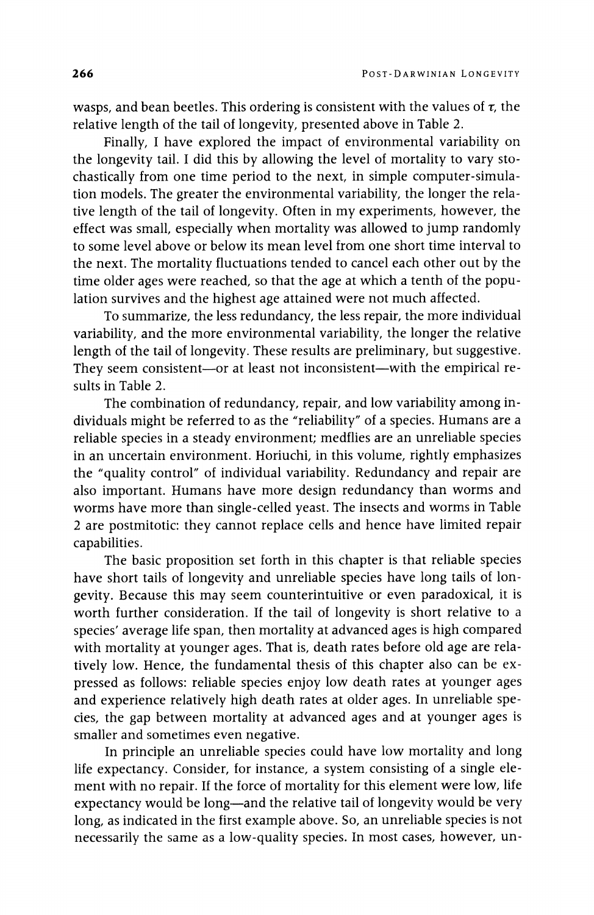wasps, and bean beetles. This ordering is consistent with the values of $\tau$, the relative length of the tail of longevity, presented above in Table 2.

Finally, I have explored the impact of environmental variability on the longevity tail. I did this by allowing the level of mortality to vary stochastically from one time period to the next, in simple computer-simulation models. The greater the environmental variability, the longer the relative length of the tail of longevity. Often in my experiments, however, the effect was small, especially when mortality was allowed to jump randomly to some level above or below its mean level from one short time interval to the next. The mortality fluctuations tended to cancel each other out by the time older ages were reached, so that the age at which a tenth of the population survives and the highest age attained were not much affected.

To summarize, the less redundancy, the less repair, the more individual variability, and the more environmental variability, the longer the relative length of the tail of longevity. These results are preliminary, but suggestive. They seem consistent—or at least not inconsistent—with the empirical results in Table 2.

The combination of redundancy, repair, and low variability among individuals might be referred to as the "reliability" of a species. Humans are a reliable species in a steady environment; medflies are an unreliable species in an uncertain environment. Horiuchi, in this volume, rightly emphasizes the "quality control" of individual variability. Redundancy and repair are also important. Humans have more design redundancy than worms and worms have more than single-celled yeast. The insects and worms in Table 2 are postmitotic: they cannot replace cells and hence have limited repair capabilities.

The basic proposition set forth in this chapter is that reliable species have short tails of longevity and unreliable species have long tails of longevity. Because this may seem counterintuitive or even paradoxical, it is worth further consideration. If the tail of longevity is short relative to a species' average life span, then mortality at advanced ages is high compared with mortality at younger ages. That is, death rates before old age are relatively low. Hence, the fundamental thesis of this chapter also can be expressed as follows: reliable species enjoy low death rates at younger ages and experience relatively high death rates at older ages. In unreliable species, the gap between mortality at advanced ages and at younger ages is smaller and sometimes even negative.

In principle an unreliable species could have low mortality and long life expectancy. Consider, for instance, a system consisting of a single element with no repair. If the force of mortality for this element were low, life expectancy would be long—and the relative tail of longevity would be very long, as indicated in the first example above. So, an unreliable species is not necessarily the same as a low-quality species. In most cases, however, un-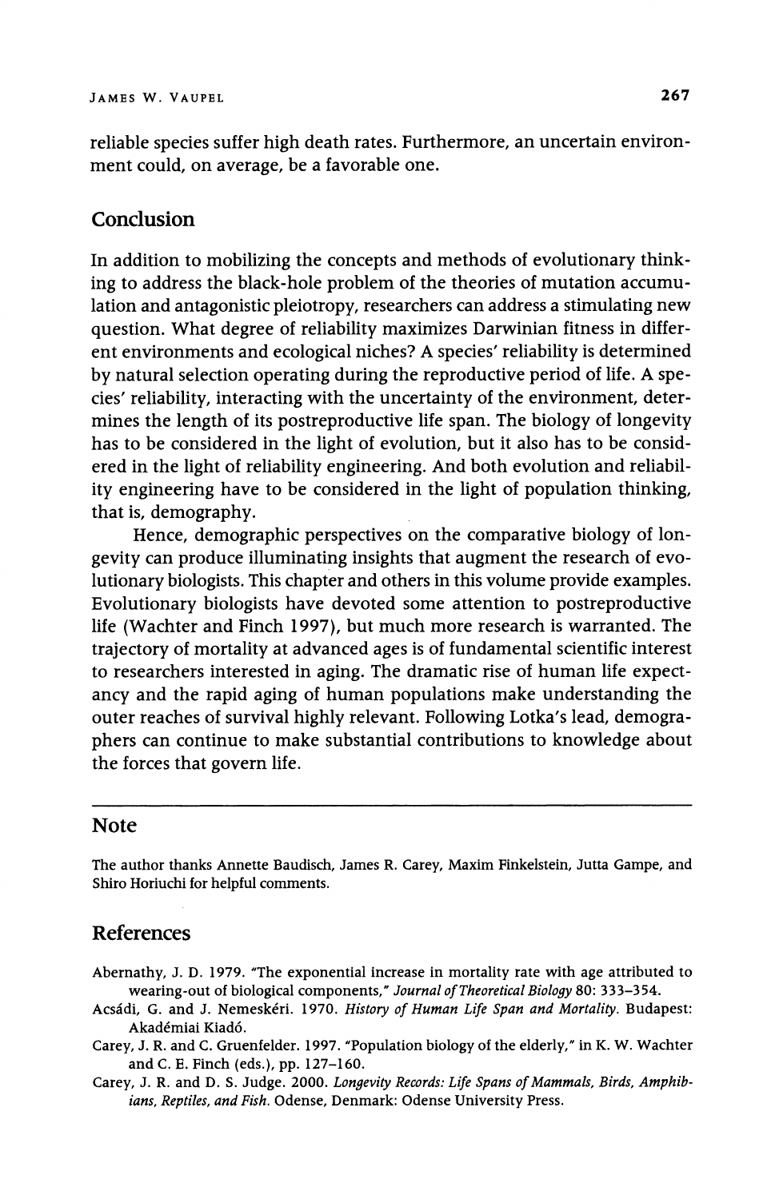reliable species suffer high death rates. Furthermore, an uncertain environment could, on average, be a favorable one.

## Conclusion

In addition to mobilizing the concepts and methods of evolutionary thinking to address the black-hole problem of the theories of mutation accumulation and antagonistic pleiotropy, researchers can address a stimulating new question. What degree of reliability maximizes Darwinian fitness in different environments and ecological niches? A species' reliability is determined by natural selection operating during the reproductive period of life. A species' reliability, interacting with the uncertainty of the environment, determines the length of its postreproductive life span. The biology of longevity has to be considered in the light of evolution, but it also has to be considered in the light of reliability engineering. And both evolution and reliability engineering have to be considered in the light of population thinking, that is, demography.

Hence, demographic perspectives on the comparative biology of longevity can produce illuminating insights that augment the research of evolutionary biologists. This chapter and others in this volume provide examples. Evolutionary biologists have devoted some attention to postreproductive life (Wachter and Finch 1997), but much more research is warranted. The trajectory of mortality at advanced ages is of fundamental scientific interest to researchers interested in aging. The dramatic rise of human life expectancy and the rapid aging of human populations make understanding the outer reaches of survival highly relevant. Following Lotka's lead, demographers can continue to make substantial contributions to knowledge about the forces that govern life.

---

## Note

The author thanks Annette Baudisch, James R. Carey, Maxim Finkelstein, Jutta Gampe, and Shiro Horiuchi for helpful comments.

## References

Abernathy, J. D. 1979. "The exponential increase in mortality rate with age attributed to wearing-out of biological components," *Journal of Theoretical Biology* 80: 333–354.

Acsádi, G. and J. Nemeskéri. 1970. *History of Human Life Span and Mortality*. Budapest: Akadémiai Kiadó.

Carey, J. R. and C. Gruenfelder. 1997. "Population biology of the elderly," in K. W. Wachter and C. E. Finch (eds.), pp. 127–160.

Carey, J. R. and D. S. Judge. 2000. *Longevity Records: Life Spans of Mammals, Birds, Amphibians, Reptiles, and Fish*. Odense, Denmark: Odense University Press.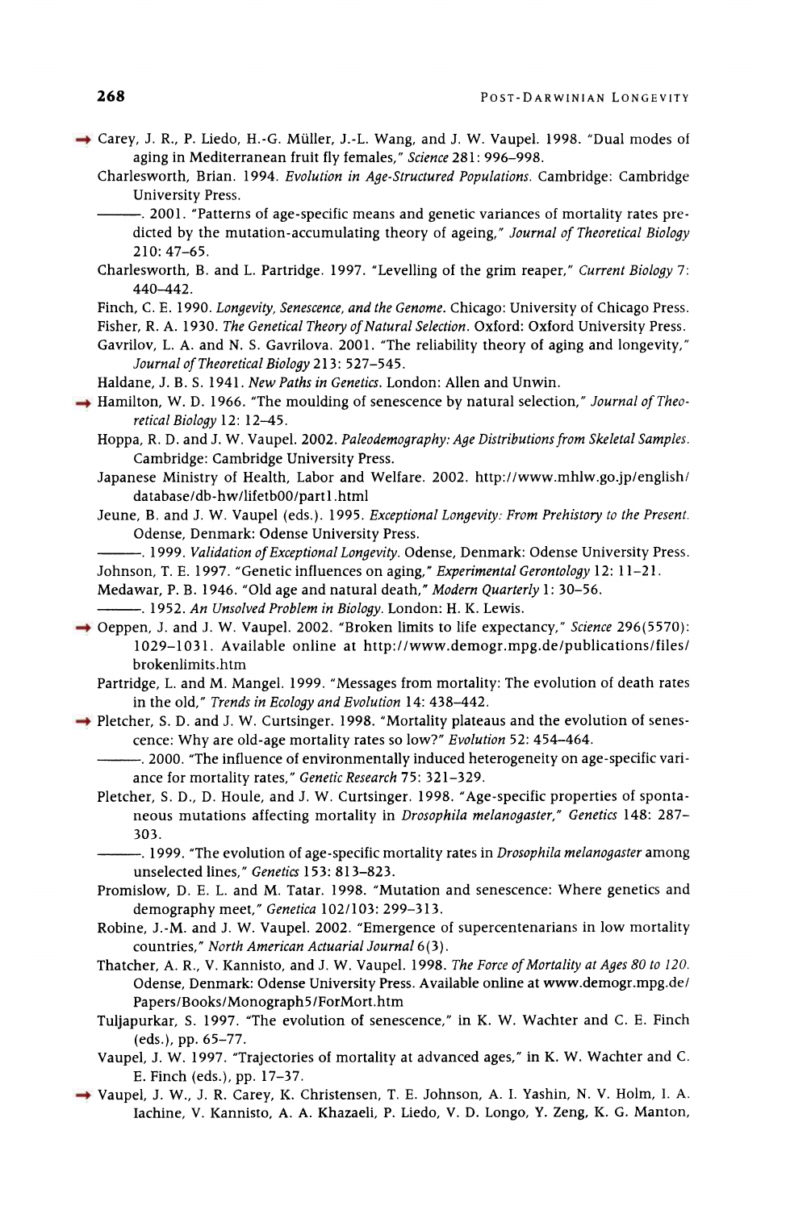→ Carey, J. R., P. Liedo, H.-G. Müller, J.-L. Wang, and J. W. Vaupel. 1998. "Dual modes of aging in Mediterranean fruit fly females," *Science* 281: 996–998.

Charlesworth, Brian. 1994. *Evolution in Age-Structured Populations*. Cambridge: Cambridge University Press.

———. 2001. "Patterns of age-specific means and genetic variances of mortality rates predicted by the mutation-accumulating theory of ageing," *Journal of Theoretical Biology* 210: 47–65.

Charlesworth, B. and L. Partridge. 1997. "Levelling of the grim reaper," *Current Biology* 7: 440–442.

Finch, C. E. 1990. *Longevity, Senescence, and the Genome*. Chicago: University of Chicago Press.

Fisher, R. A. 1930. *The Genetical Theory of Natural Selection*. Oxford: Oxford University Press.

Gavrilov, L. A. and N. S. Gavrilova. 2001. "The reliability theory of aging and longevity," *Journal of Theoretical Biology* 213: 527–545.

Haldane, J. B. S. 1941. *New Paths in Genetics*. London: Allen and Unwin.

→ Hamilton, W. D. 1966. "The moulding of senescence by natural selection," *Journal of Theoretical Biology* 12: 12–45.

Hoppa, R. D. and J. W. Vaupel. 2002. *Paleodemography: Age Distributions from Skeletal Samples*. Cambridge: Cambridge University Press.

Japanese Ministry of Health, Labor and Welfare. 2002. http://www.mhlw.go.jp/english/database/db-hw/lifetb00/part1.html

Jeune, B. and J. W. Vaupel (eds.). 1995. *Exceptional Longevity: From Prehistory to the Present*. Odense, Denmark: Odense University Press.

———. 1999. *Validation of Exceptional Longevity*. Odense, Denmark: Odense University Press.

Johnson, T. E. 1997. "Genetic influences on aging," *Experimental Gerontology* 12: 11–21.

Medawar, P. B. 1946. "Old age and natural death," *Modern Quarterly* 1: 30–56.

———. 1952. *An Unsolved Problem in Biology*. London: H. K. Lewis.

→ Oeppen, J. and J. W. Vaupel. 2002. "Broken limits to life expectancy," *Science* 296(5570): 1029–1031. Available online at http://www.demogr.mpg.de/publications/files/brokenlimits.htm

Partridge, L. and M. Mangel. 1999. "Messages from mortality: The evolution of death rates in the old," *Trends in Ecology and Evolution* 14: 438–442.

→ Pletcher, S. D. and J. W. Curtsinger. 1998. "Mortality plateaus and the evolution of senescence: Why are old-age mortality rates so low?" *Evolution* 52: 454–464.

———. 2000. "The influence of environmentally induced heterogeneity on age-specific variance for mortality rates," *Genetic Research* 75: 321–329.

Pletcher, S. D., D. Houle, and J. W. Curtsinger. 1998. "Age-specific properties of spontaneous mutations affecting mortality in *Drosophila melanogaster*," *Genetics* 148: 287–303.

———. 1999. "The evolution of age-specific mortality rates in *Drosophila melanogaster* among unselected lines," *Genetics* 153: 813–823.

Promislow, D. E. L. and M. Tatar. 1998. "Mutation and senescence: Where genetics and demography meet," *Genetica* 102/103: 299–313.

Robine, J.-M. and J. W. Vaupel. 2002. "Emergence of supercentenarians in low mortality countries," *North American Actuarial Journal* 6(3).

Thatcher, A. R., V. Kannisto, and J. W. Vaupel. 1998. *The Force of Mortality at Ages 80 to 120*. Odense, Denmark: Odense University Press. Available online at www.demogr.mpg.de/Papers/Books/Monograph5/ForMort.htm

Tuljapurkar, S. 1997. "The evolution of senescence," in K. W. Wachter and C. E. Finch (eds.), pp. 65–77.

Vaupel, J. W. 1997. "Trajectories of mortality at advanced ages," in K. W. Wachter and C. E. Finch (eds.), pp. 17–37.

→ Vaupel, J. W., J. R. Carey, K. Christensen, T. E. Johnson, A. I. Yashin, N. V. Holm, I. A. Iachine, V. Kannisto, A. A. Khazaeli, P. Liedo, V. D. Longo, Y. Zeng, K. G. Manton,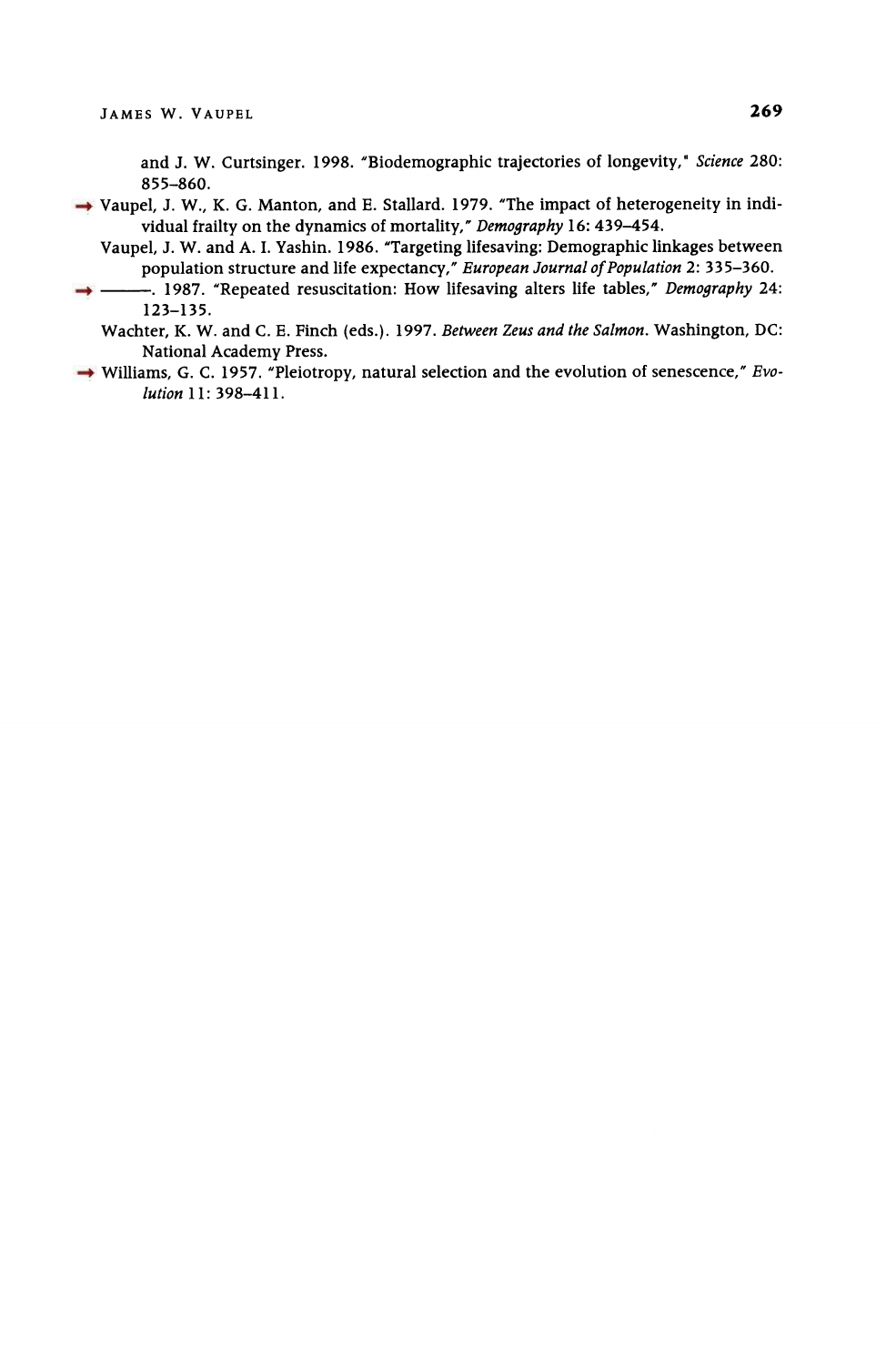and J. W. Curtsinger. 1998. "Biodemographic trajectories of longevity," *Science* 280: 855–860.

→ Vaupel, J. W., K. G. Manton, and E. Stallard. 1979. "The impact of heterogeneity in individual frailty on the dynamics of mortality," *Demography* 16: 439–454.

Vaupel, J. W. and A. I. Yashin. 1986. "Targeting lifesaving: Demographic linkages between population structure and life expectancy," *European Journal of Population* 2: 335–360.

→ ———. 1987. "Repeated resuscitation: How lifesaving alters life tables," *Demography* 24: 123–135.

Wachter, K. W. and C. E. Finch (eds.). 1997. *Between Zeus and the Salmon*. Washington, DC: National Academy Press.

→ Williams, G. C. 1957. "Pleiotropy, natural selection and the evolution of senescence," *Evolution* 11: 398–411.